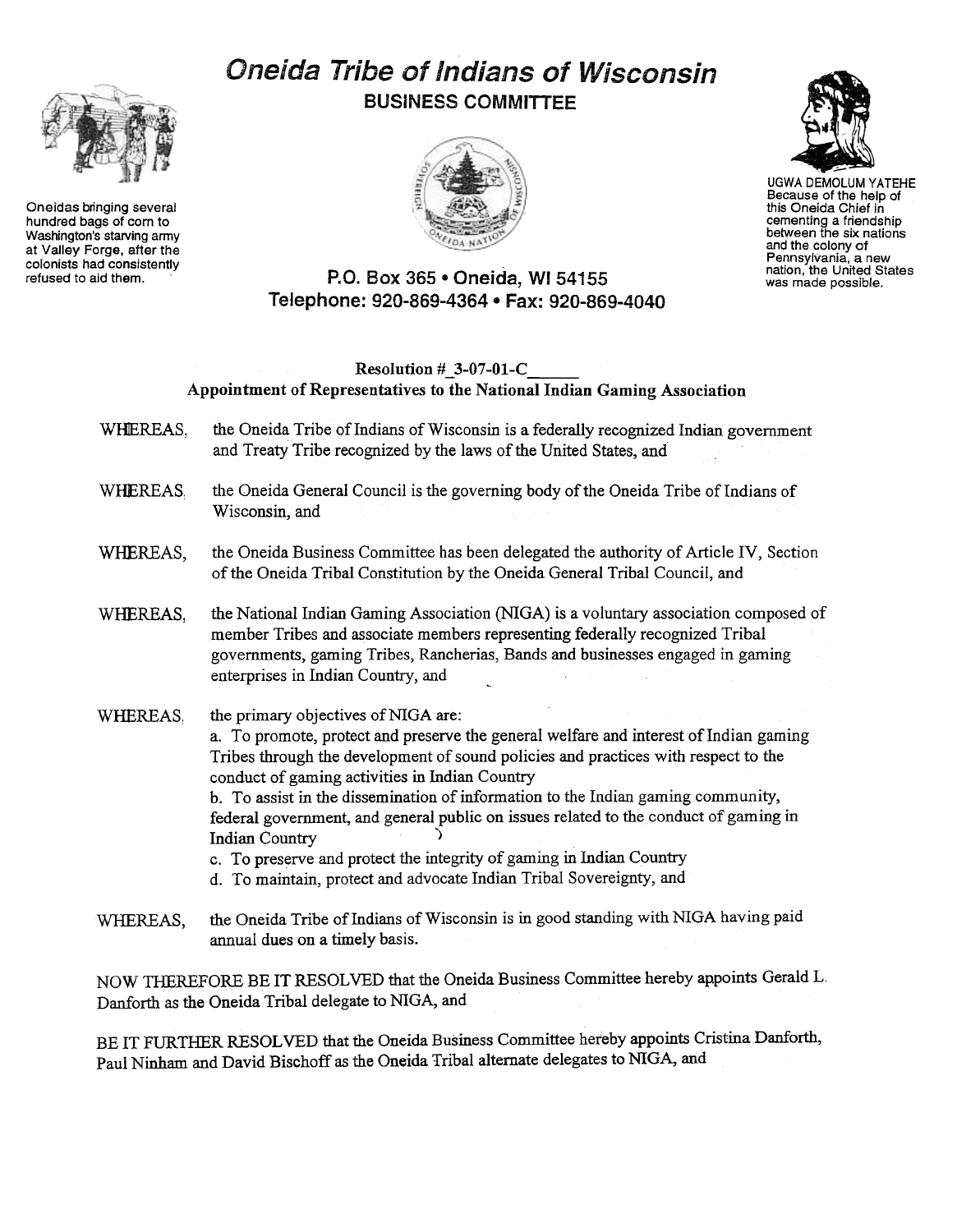# Oneida Tribe of Indians of Wisconsin

## BUSINESS COMMITTEE

Oneidas bringing several hundred bags of corn to Washington's starving army at Valley Forge, after the colonists had consistently refused to aid them.

UGWA DEMOLUM YATEHE
Because of the help of this Oneida Chief in cementing a friendship between the six nations and the colony of Pennsylvania, a new nation, the United States was made possible.

P.O. Box 365 • Oneida, WI 54155
Telephone: 920-869-4364 • Fax: 920-869-4040

**Resolution # 3-07-01-C______**
**Appointment of Representatives to the National Indian Gaming Association**

WHEREAS, the Oneida Tribe of Indians of Wisconsin is a federally recognized Indian government and Treaty Tribe recognized by the laws of the United States, and

WHEREAS, the Oneida General Council is the governing body of the Oneida Tribe of Indians of Wisconsin, and

WHEREAS, the Oneida Business Committee has been delegated the authority of Article IV, Section of the Oneida Tribal Constitution by the Oneida General Tribal Council, and

WHEREAS, the National Indian Gaming Association (NIGA) is a voluntary association composed of member Tribes and associate members representing federally recognized Tribal governments, gaming Tribes, Rancherias, Bands and businesses engaged in gaming enterprises in Indian Country, and

WHEREAS, the primary objectives of NIGA are:
a. To promote, protect and preserve the general welfare and interest of Indian gaming Tribes through the development of sound policies and practices with respect to the conduct of gaming activities in Indian Country
b. To assist in the dissemination of information to the Indian gaming community, federal government, and general public on issues related to the conduct of gaming in Indian Country
c. To preserve and protect the integrity of gaming in Indian Country
d. To maintain, protect and advocate Indian Tribal Sovereignty, and

WHEREAS, the Oneida Tribe of Indians of Wisconsin is in good standing with NIGA having paid annual dues on a timely basis.

NOW THEREFORE BE IT RESOLVED that the Oneida Business Committee hereby appoints Gerald L. Danforth as the Oneida Tribal delegate to NIGA, and

BE IT FURTHER RESOLVED that the Oneida Business Committee hereby appoints Cristina Danforth, Paul Ninham and David Bischoff as the Oneida Tribal alternate delegates to NIGA, and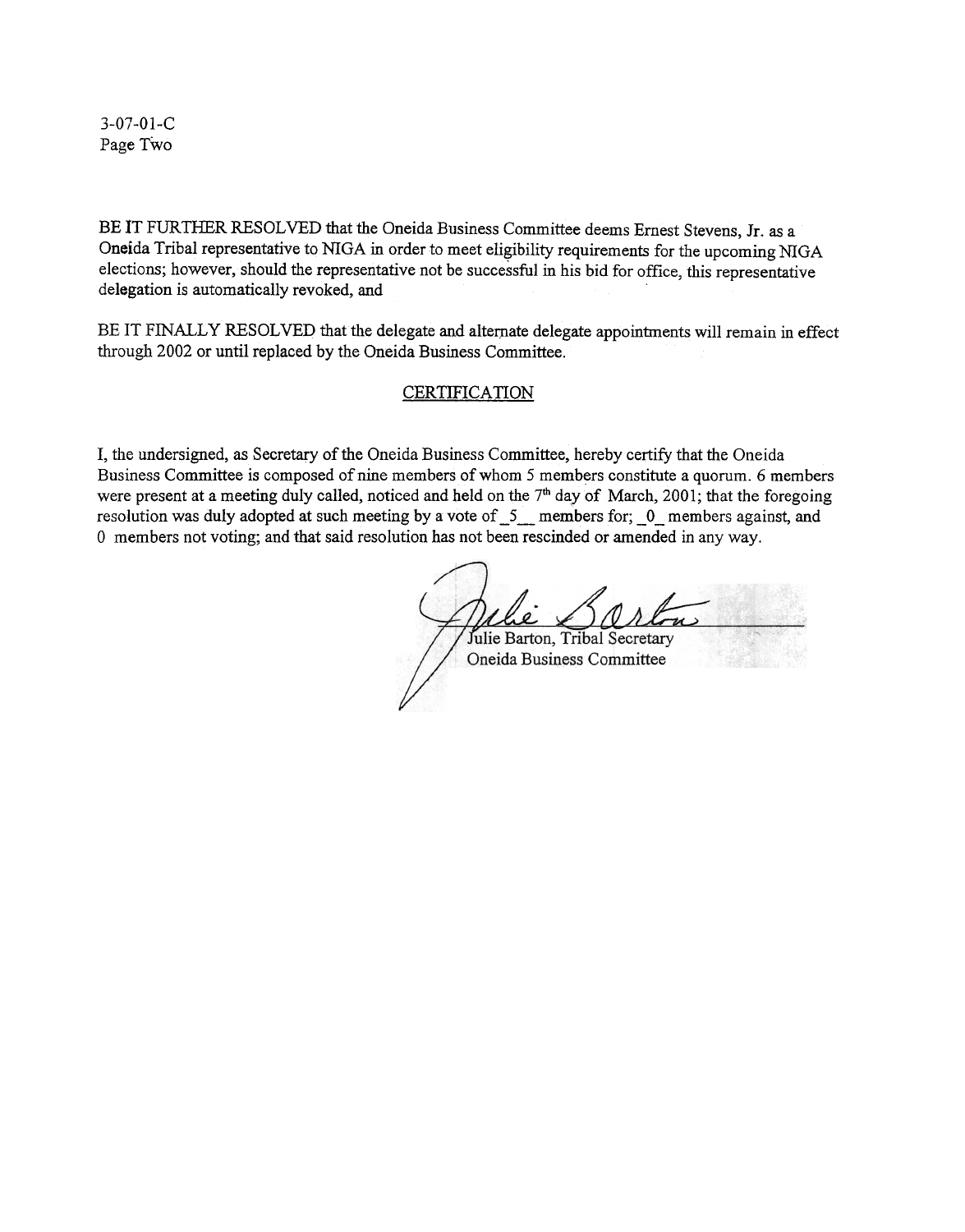3-07-01-C
Page Two

BE IT FURTHER RESOLVED that the Oneida Business Committee deems Ernest Stevens, Jr. as a Oneida Tribal representative to NIGA in order to meet eligibility requirements for the upcoming NIGA elections; however, should the representative not be successful in his bid for office, this representative delegation is automatically revoked, and

BE IT FINALLY RESOLVED that the delegate and alternate delegate appointments will remain in effect through 2002 or until replaced by the Oneida Business Committee.

## CERTIFICATION

I, the undersigned, as Secretary of the Oneida Business Committee, hereby certify that the Oneida Business Committee is composed of nine members of whom 5 members constitute a quorum. 6 members were present at a meeting duly called, noticed and held on the 7th day of March, 2001; that the foregoing resolution was duly adopted at such meeting by a vote of _5__ members for; _0_ members against, and 0 members not voting; and that said resolution has not been rescinded or amended in any way.

Julie Barton, Tribal Secretary
Oneida Business Committee